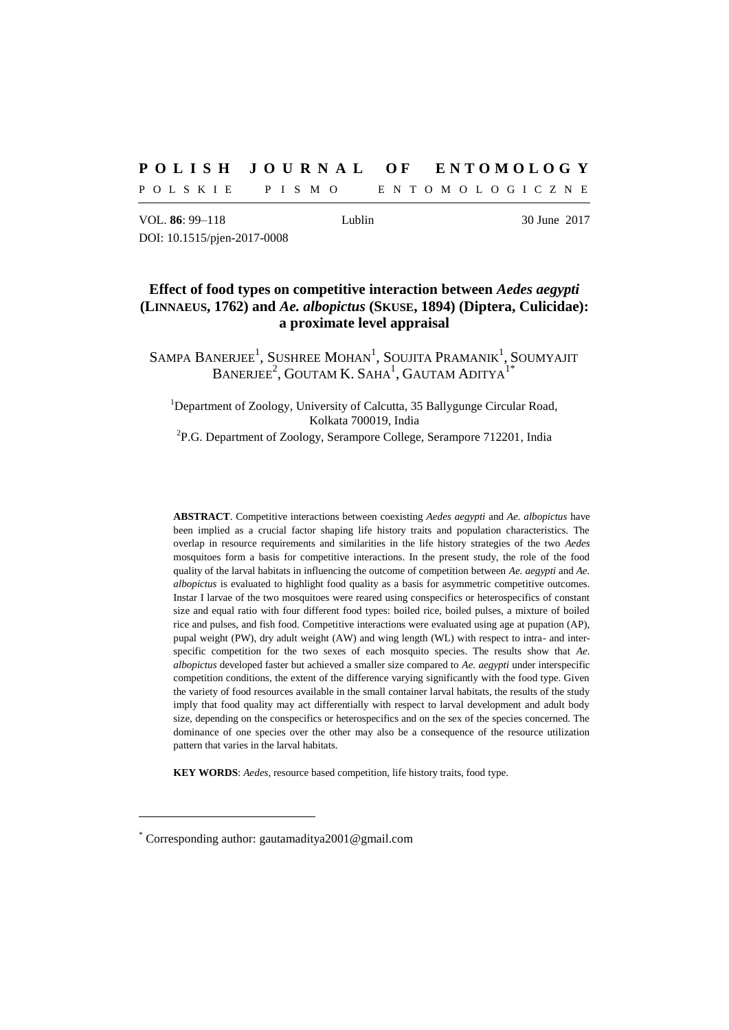**POLISH JOURNAL OF ENTOMOLOGY**

POLSKIE PISMO ENTOMOLOGICZNE

VOL. **86**: 99–118 Lublin 30 June 2017

DOI: 10.1515/pjen-2017-0008

# Effect of food types on competitive interaction between *Aedes aegypti* (LINNAEUS, 1762) and *Ae. albopictus* (SKUSE, 1894) (Diptera, Culicidae): a proximate level appraisal

SAMPA BANERJEE[1], SUSHREE MOHAN[1], SOUJITA PRAMANIK[1], SOUMYAJIT BANERJEE[2], GOUTAM K. SAHA[1], GAUTAM ADITYA[1*]

[1]Department of Zoology, University of Calcutta, 35 Ballygunge Circular Road, Kolkata 700019, India

[2]P.G. Department of Zoology, Serampore College, Serampore 712201, India

**ABSTRACT**. Competitive interactions between coexisting *Aedes aegypti* and *Ae. albopictus* have been implied as a crucial factor shaping life history traits and population characteristics. The overlap in resource requirements and similarities in the life history strategies of the two *Aedes* mosquitoes form a basis for competitive interactions. In the present study, the role of the food quality of the larval habitats in influencing the outcome of competition between *Ae. aegypti* and *Ae. albopictus* is evaluated to highlight food quality as a basis for asymmetric competitive outcomes. Instar I larvae of the two mosquitoes were reared using conspecifics or heterospecifics of constant size and equal ratio with four different food types: boiled rice, boiled pulses, a mixture of boiled rice and pulses, and fish food. Competitive interactions were evaluated using age at pupation (AP), pupal weight (PW), dry adult weight (AW) and wing length (WL) with respect to intra- and inter-specific competition for the two sexes of each mosquito species. The results show that *Ae. albopictus* developed faster but achieved a smaller size compared to *Ae. aegypti* under interspecific competition conditions, the extent of the difference varying significantly with the food type. Given the variety of food resources available in the small container larval habitats, the results of the study imply that food quality may act differentially with respect to larval development and adult body size, depending on the conspecifics or heterospecifics and on the sex of the species concerned. The dominance of one species over the other may also be a consequence of the resource utilization pattern that varies in the larval habitats.

**KEY WORDS**: *Aedes*, resource based competition, life history traits, food type.

---

[*] Corresponding author: gautamaditya2001@gmail.com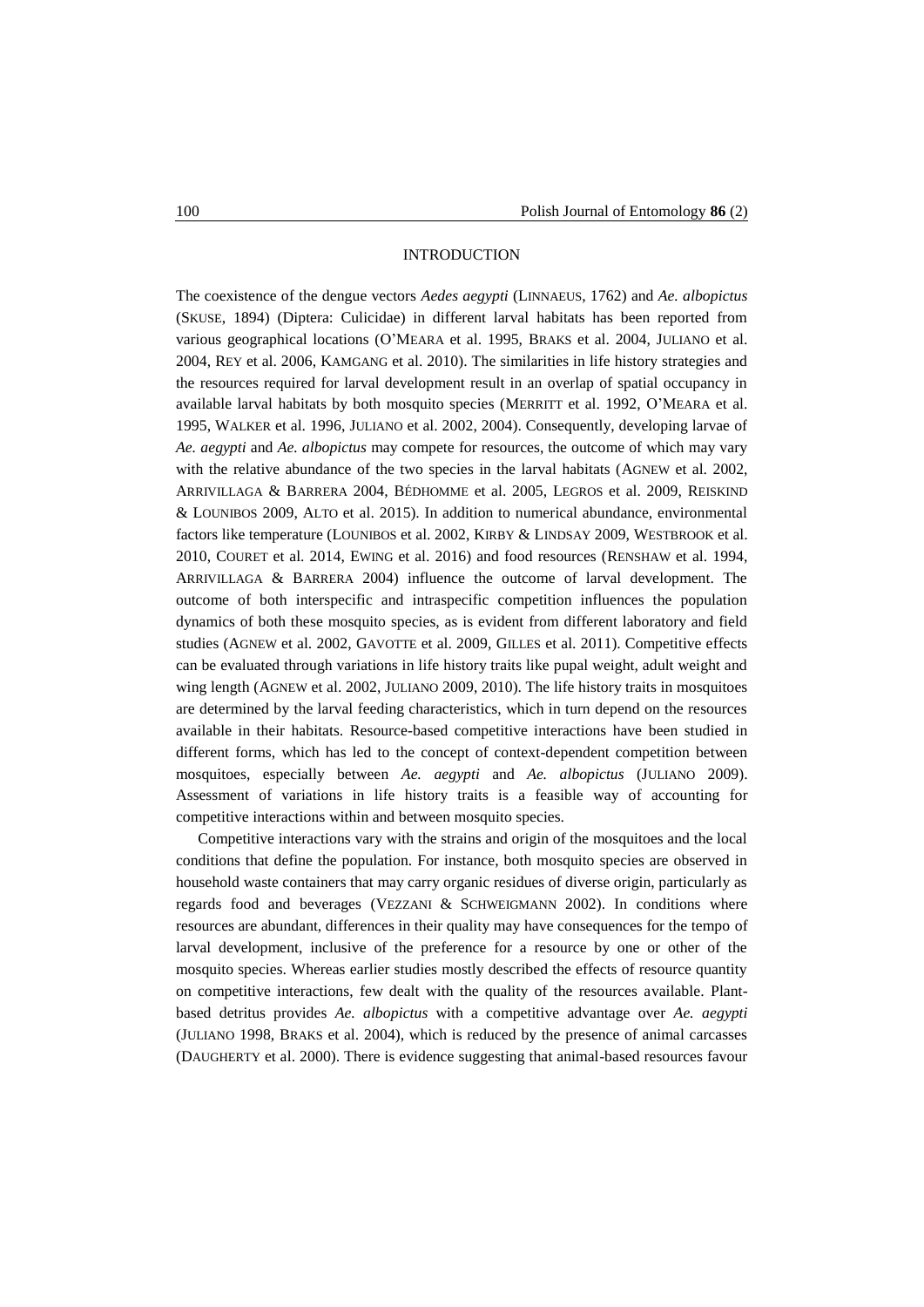## INTRODUCTION

The coexistence of the dengue vectors *Aedes aegypti* (LINNAEUS, 1762) and *Ae. albopictus* (SKUSE, 1894) (Diptera: Culicidae) in different larval habitats has been reported from various geographical locations (O'MEARA et al. 1995, BRAKS et al. 2004, JULIANO et al. 2004, REY et al. 2006, KAMGANG et al. 2010). The similarities in life history strategies and the resources required for larval development result in an overlap of spatial occupancy in available larval habitats by both mosquito species (MERRITT et al. 1992, O'MEARA et al. 1995, WALKER et al. 1996, JULIANO et al. 2002, 2004). Consequently, developing larvae of *Ae. aegypti* and *Ae. albopictus* may compete for resources, the outcome of which may vary with the relative abundance of the two species in the larval habitats (AGNEW et al. 2002, ARRIVILLAGA & BARRERA 2004, BÉDHOMME et al. 2005, LEGROS et al. 2009, REISKIND & LOUNIBOS 2009, ALTO et al. 2015). In addition to numerical abundance, environmental factors like temperature (LOUNIBOS et al. 2002, KIRBY & LINDSAY 2009, WESTBROOK et al. 2010, COURET et al. 2014, EWING et al. 2016) and food resources (RENSHAW et al. 1994, ARRIVILLAGA & BARRERA 2004) influence the outcome of larval development. The outcome of both interspecific and intraspecific competition influences the population dynamics of both these mosquito species, as is evident from different laboratory and field studies (AGNEW et al. 2002, GAVOTTE et al. 2009, GILLES et al. 2011). Competitive effects can be evaluated through variations in life history traits like pupal weight, adult weight and wing length (AGNEW et al. 2002, JULIANO 2009, 2010). The life history traits in mosquitoes are determined by the larval feeding characteristics, which in turn depend on the resources available in their habitats. Resource-based competitive interactions have been studied in different forms, which has led to the concept of context-dependent competition between mosquitoes, especially between *Ae. aegypti* and *Ae. albopictus* (JULIANO 2009). Assessment of variations in life history traits is a feasible way of accounting for competitive interactions within and between mosquito species.

Competitive interactions vary with the strains and origin of the mosquitoes and the local conditions that define the population. For instance, both mosquito species are observed in household waste containers that may carry organic residues of diverse origin, particularly as regards food and beverages (VEZZANI & SCHWEIGMANN 2002). In conditions where resources are abundant, differences in their quality may have consequences for the tempo of larval development, inclusive of the preference for a resource by one or other of the mosquito species. Whereas earlier studies mostly described the effects of resource quantity on competitive interactions, few dealt with the quality of the resources available. Plant-based detritus provides *Ae. albopictus* with a competitive advantage over *Ae. aegypti* (JULIANO 1998, BRAKS et al. 2004), which is reduced by the presence of animal carcasses (DAUGHERTY et al. 2000). There is evidence suggesting that animal-based resources favour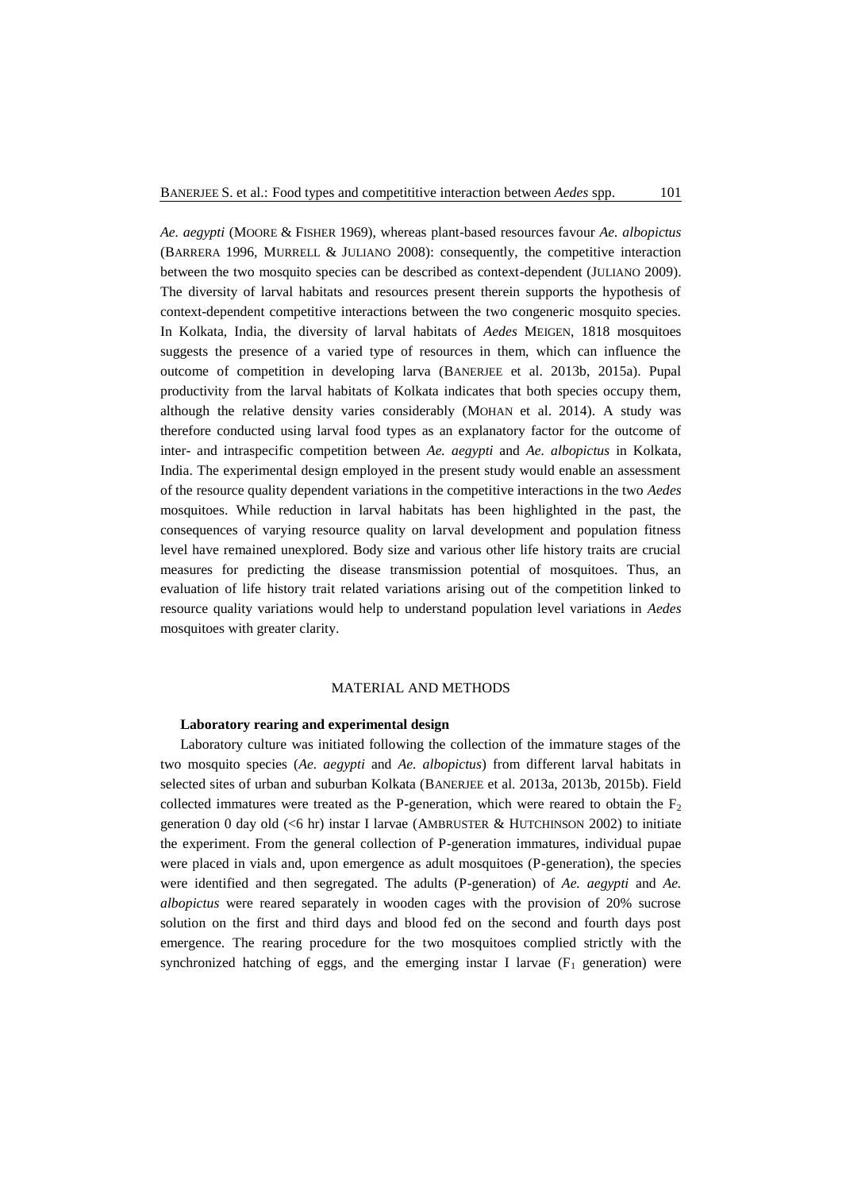*Ae. aegypti* (MOORE & FISHER 1969), whereas plant-based resources favour *Ae. albopictus* (BARRERA 1996, MURRELL & JULIANO 2008): consequently, the competitive interaction between the two mosquito species can be described as context-dependent (JULIANO 2009). The diversity of larval habitats and resources present therein supports the hypothesis of context-dependent competitive interactions between the two congeneric mosquito species. In Kolkata, India, the diversity of larval habitats of *Aedes* MEIGEN, 1818 mosquitoes suggests the presence of a varied type of resources in them, which can influence the outcome of competition in developing larva (BANERJEE et al. 2013b, 2015a). Pupal productivity from the larval habitats of Kolkata indicates that both species occupy them, although the relative density varies considerably (MOHAN et al. 2014). A study was therefore conducted using larval food types as an explanatory factor for the outcome of inter- and intraspecific competition between *Ae. aegypti* and *Ae. albopictus* in Kolkata, India. The experimental design employed in the present study would enable an assessment of the resource quality dependent variations in the competitive interactions in the two *Aedes* mosquitoes. While reduction in larval habitats has been highlighted in the past, the consequences of varying resource quality on larval development and population fitness level have remained unexplored. Body size and various other life history traits are crucial measures for predicting the disease transmission potential of mosquitoes. Thus, an evaluation of life history trait related variations arising out of the competition linked to resource quality variations would help to understand population level variations in *Aedes* mosquitoes with greater clarity.

## MATERIAL AND METHODS

### Laboratory rearing and experimental design

Laboratory culture was initiated following the collection of the immature stages of the two mosquito species (*Ae. aegypti* and *Ae. albopictus*) from different larval habitats in selected sites of urban and suburban Kolkata (BANERJEE et al. 2013a, 2013b, 2015b). Field collected immatures were treated as the P-generation, which were reared to obtain the $F_2$ generation 0 day old (<6 hr) instar I larvae (AMBRUSTER & HUTCHINSON 2002) to initiate the experiment. From the general collection of P-generation immatures, individual pupae were placed in vials and, upon emergence as adult mosquitoes (P-generation), the species were identified and then segregated. The adults (P-generation) of *Ae. aegypti* and *Ae. albopictus* were reared separately in wooden cages with the provision of 20% sucrose solution on the first and third days and blood fed on the second and fourth days post emergence. The rearing procedure for the two mosquitoes complied strictly with the synchronized hatching of eggs, and the emerging instar I larvae ($F_1$ generation) were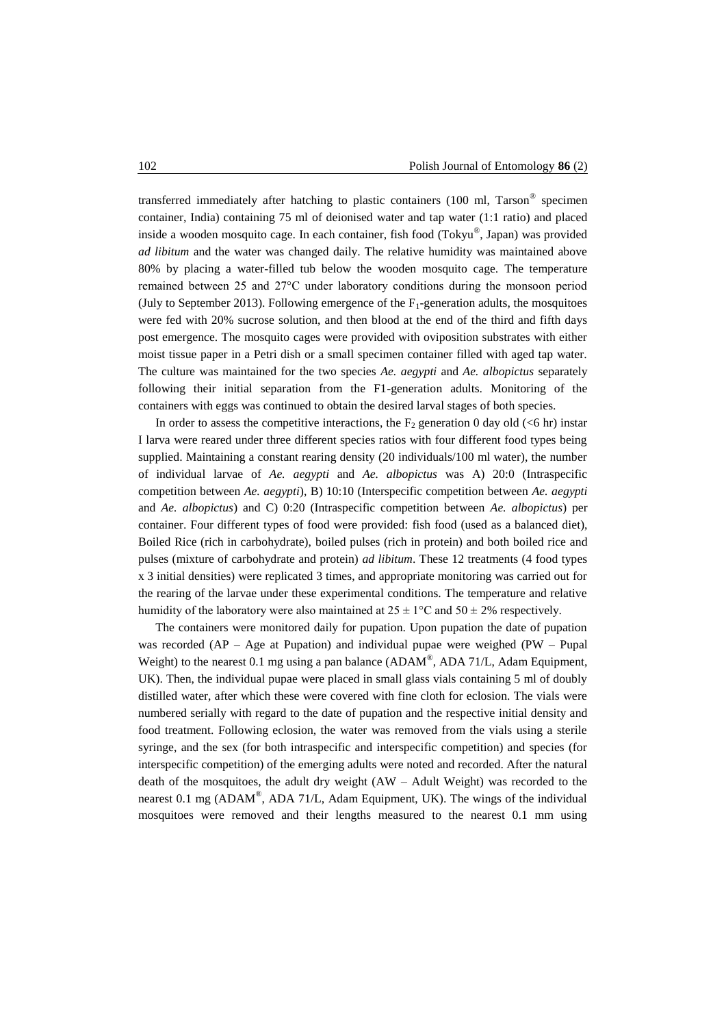transferred immediately after hatching to plastic containers (100 ml, Tarson® specimen container, India) containing 75 ml of deionised water and tap water (1:1 ratio) and placed inside a wooden mosquito cage. In each container, fish food (Tokyu®, Japan) was provided *ad libitum* and the water was changed daily. The relative humidity was maintained above 80% by placing a water-filled tub below the wooden mosquito cage. The temperature remained between 25 and 27°C under laboratory conditions during the monsoon period (July to September 2013). Following emergence of the $F_1$-generation adults, the mosquitoes were fed with 20% sucrose solution, and then blood at the end of the third and fifth days post emergence. The mosquito cages were provided with oviposition substrates with either moist tissue paper in a Petri dish or a small specimen container filled with aged tap water. The culture was maintained for the two species *Ae. aegypti* and *Ae. albopictus* separately following their initial separation from the F1-generation adults. Monitoring of the containers with eggs was continued to obtain the desired larval stages of both species.

In order to assess the competitive interactions, the $F_2$ generation 0 day old (<6 hr) instar I larva were reared under three different species ratios with four different food types being supplied. Maintaining a constant rearing density (20 individuals/100 ml water), the number of individual larvae of *Ae. aegypti* and *Ae. albopictus* was A) 20:0 (Intraspecific competition between *Ae. aegypti*), B) 10:10 (Interspecific competition between *Ae. aegypti* and *Ae. albopictus*) and C) 0:20 (Intraspecific competition between *Ae. albopictus*) per container. Four different types of food were provided: fish food (used as a balanced diet), Boiled Rice (rich in carbohydrate), boiled pulses (rich in protein) and both boiled rice and pulses (mixture of carbohydrate and protein) *ad libitum*. These 12 treatments (4 food types x 3 initial densities) were replicated 3 times, and appropriate monitoring was carried out for the rearing of the larvae under these experimental conditions. The temperature and relative humidity of the laboratory were also maintained at $25 \pm 1$°C and $50 \pm 2$% respectively.

The containers were monitored daily for pupation. Upon pupation the date of pupation was recorded (AP – Age at Pupation) and individual pupae were weighed (PW – Pupal Weight) to the nearest 0.1 mg using a pan balance (ADAM®, ADA 71/L, Adam Equipment, UK). Then, the individual pupae were placed in small glass vials containing 5 ml of doubly distilled water, after which these were covered with fine cloth for eclosion. The vials were numbered serially with regard to the date of pupation and the respective initial density and food treatment. Following eclosion, the water was removed from the vials using a sterile syringe, and the sex (for both intraspecific and interspecific competition) and species (for interspecific competition) of the emerging adults were noted and recorded. After the natural death of the mosquitoes, the adult dry weight (AW – Adult Weight) was recorded to the nearest 0.1 mg (ADAM®, ADA 71/L, Adam Equipment, UK). The wings of the individual mosquitoes were removed and their lengths measured to the nearest 0.1 mm using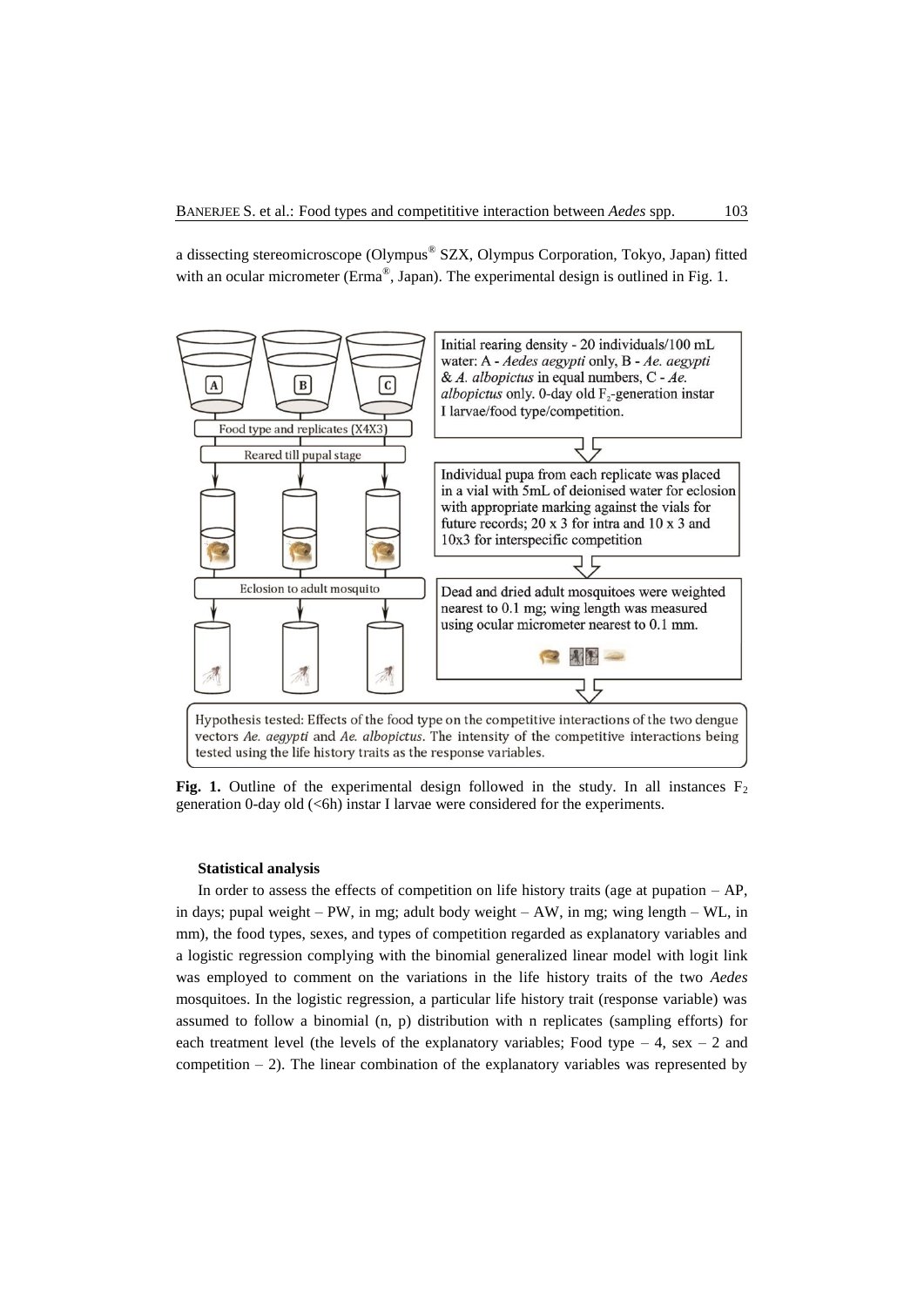a dissecting stereomicroscope (Olympus® SZX, Olympus Corporation, Tokyo, Japan) fitted with an ocular micrometer (Erma®, Japan). The experimental design is outlined in Fig. 1.

**Fig. 1.** Outline of the experimental design followed in the study. In all instances $F_2$ generation 0-day old (<6h) instar I larvae were considered for the experiments.

### Statistical analysis

In order to assess the effects of competition on life history traits (age at pupation – AP, in days; pupal weight – PW, in mg; adult body weight – AW, in mg; wing length – WL, in mm), the food types, sexes, and types of competition regarded as explanatory variables and a logistic regression complying with the binomial generalized linear model with logit link was employed to comment on the variations in the life history traits of the two *Aedes* mosquitoes. In the logistic regression, a particular life history trait (response variable) was assumed to follow a binomial (n, p) distribution with n replicates (sampling efforts) for each treatment level (the levels of the explanatory variables; Food type – 4, sex – 2 and competition – 2). The linear combination of the explanatory variables was represented by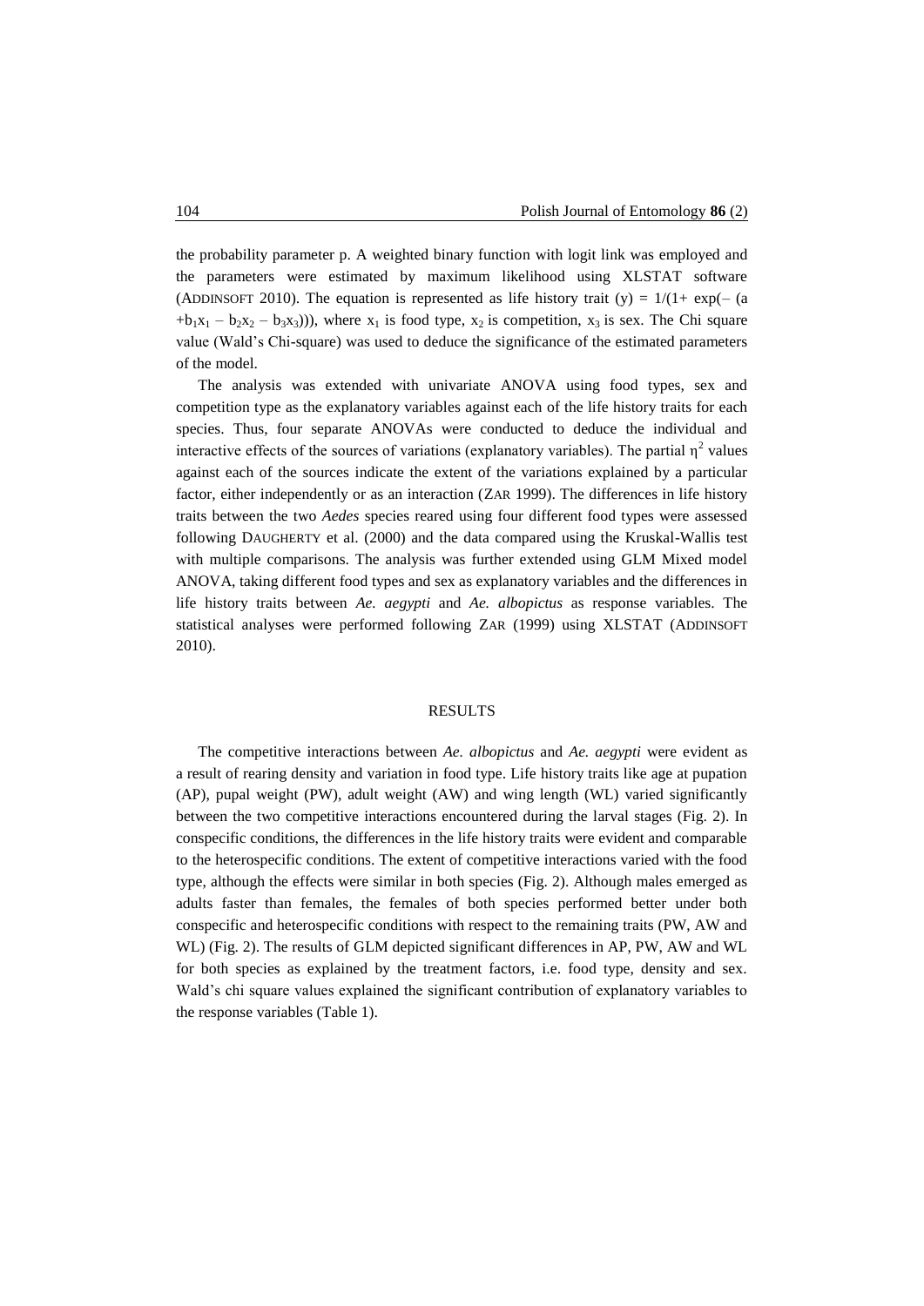the probability parameter p. A weighted binary function with logit link was employed and the parameters were estimated by maximum likelihood using XLSTAT software (ADDINSOFT 2010). The equation is represented as life history trait (y) = $1/(1+\exp(-(a + b_1x_1 - b_2x_2 - b_3x_3)))$, where $x_1$ is food type, $x_2$ is competition, $x_3$ is sex. The Chi square value (Wald's Chi-square) was used to deduce the significance of the estimated parameters of the model.

The analysis was extended with univariate ANOVA using food types, sex and competition type as the explanatory variables against each of the life history traits for each species. Thus, four separate ANOVAs were conducted to deduce the individual and interactive effects of the sources of variations (explanatory variables). The partial $\eta^2$ values against each of the sources indicate the extent of the variations explained by a particular factor, either independently or as an interaction (ZAR 1999). The differences in life history traits between the two *Aedes* species reared using four different food types were assessed following DAUGHERTY et al. (2000) and the data compared using the Kruskal-Wallis test with multiple comparisons. The analysis was further extended using GLM Mixed model ANOVA, taking different food types and sex as explanatory variables and the differences in life history traits between *Ae. aegypti* and *Ae. albopictus* as response variables. The statistical analyses were performed following ZAR (1999) using XLSTAT (ADDINSOFT 2010).

## RESULTS

The competitive interactions between *Ae. albopictus* and *Ae. aegypti* were evident as a result of rearing density and variation in food type. Life history traits like age at pupation (AP), pupal weight (PW), adult weight (AW) and wing length (WL) varied significantly between the two competitive interactions encountered during the larval stages (Fig. 2). In conspecific conditions, the differences in the life history traits were evident and comparable to the heterospecific conditions. The extent of competitive interactions varied with the food type, although the effects were similar in both species (Fig. 2). Although males emerged as adults faster than females, the females of both species performed better under both conspecific and heterospecific conditions with respect to the remaining traits (PW, AW and WL) (Fig. 2). The results of GLM depicted significant differences in AP, PW, AW and WL for both species as explained by the treatment factors, i.e. food type, density and sex. Wald's chi square values explained the significant contribution of explanatory variables to the response variables (Table 1).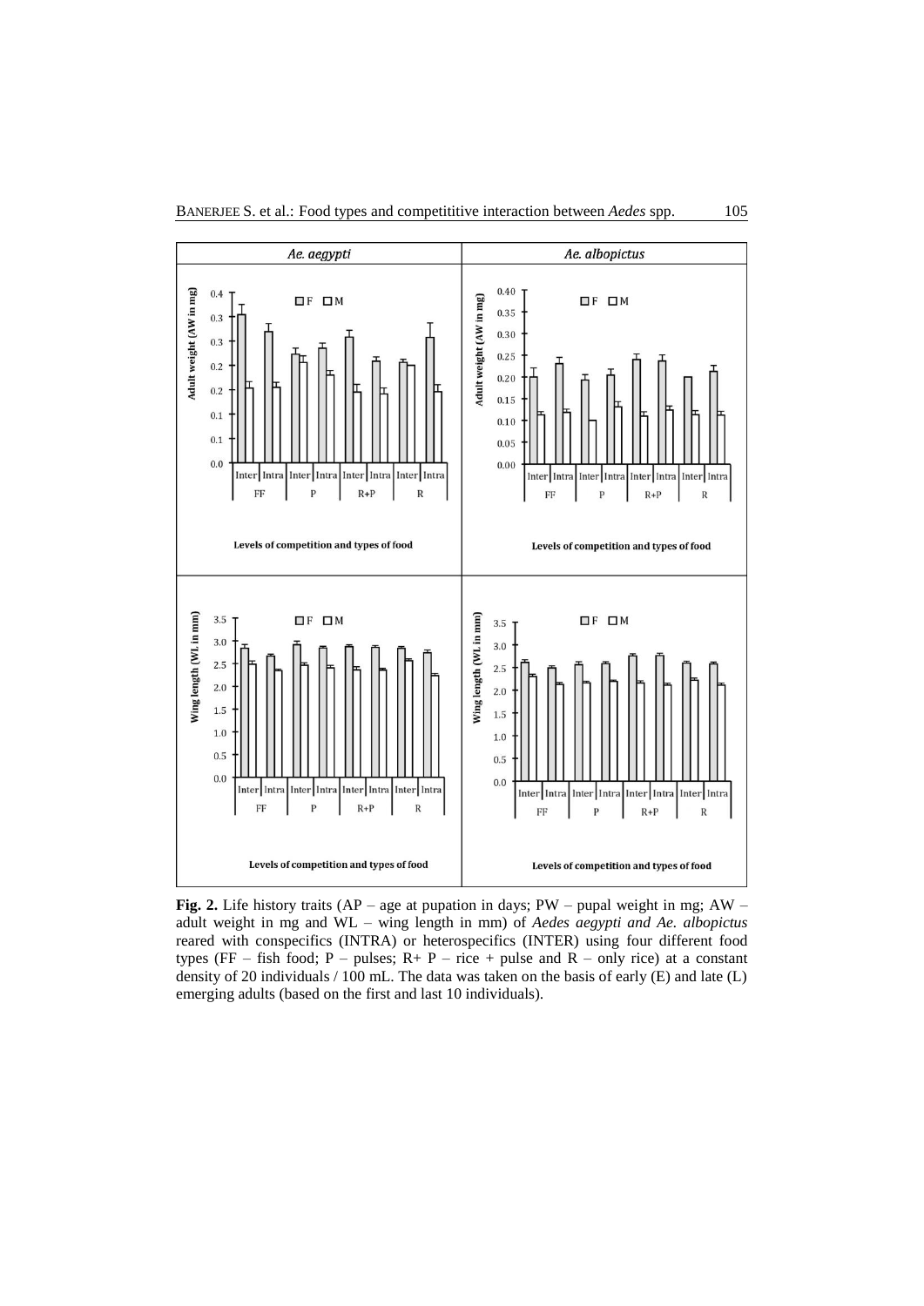**Fig. 2.** Life history traits (AP – age at pupation in days; PW – pupal weight in mg; AW – adult weight in mg and WL – wing length in mm) of *Aedes aegypti and Ae. albopictus* reared with conspecifics (INTRA) or heterospecifics (INTER) using four different food types (FF – fish food; P – pulses; R+ P – rice + pulse and R – only rice) at a constant density of 20 individuals / 100 mL. The data was taken on the basis of early (E) and late (L) emerging adults (based on the first and last 10 individuals).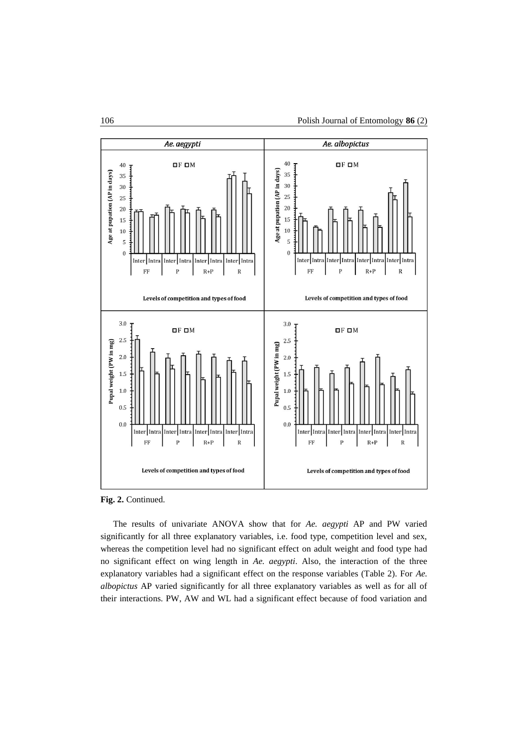**Fig. 2.** Continued.

The results of univariate ANOVA show that for *Ae. aegypti* AP and PW varied significantly for all three explanatory variables, i.e. food type, competition level and sex, whereas the competition level had no significant effect on adult weight and food type had no significant effect on wing length in *Ae. aegypti*. Also, the interaction of the three explanatory variables had a significant effect on the response variables (Table 2). For *Ae. albopictus* AP varied significantly for all three explanatory variables as well as for all of their interactions. PW, AW and WL had a significant effect because of food variation and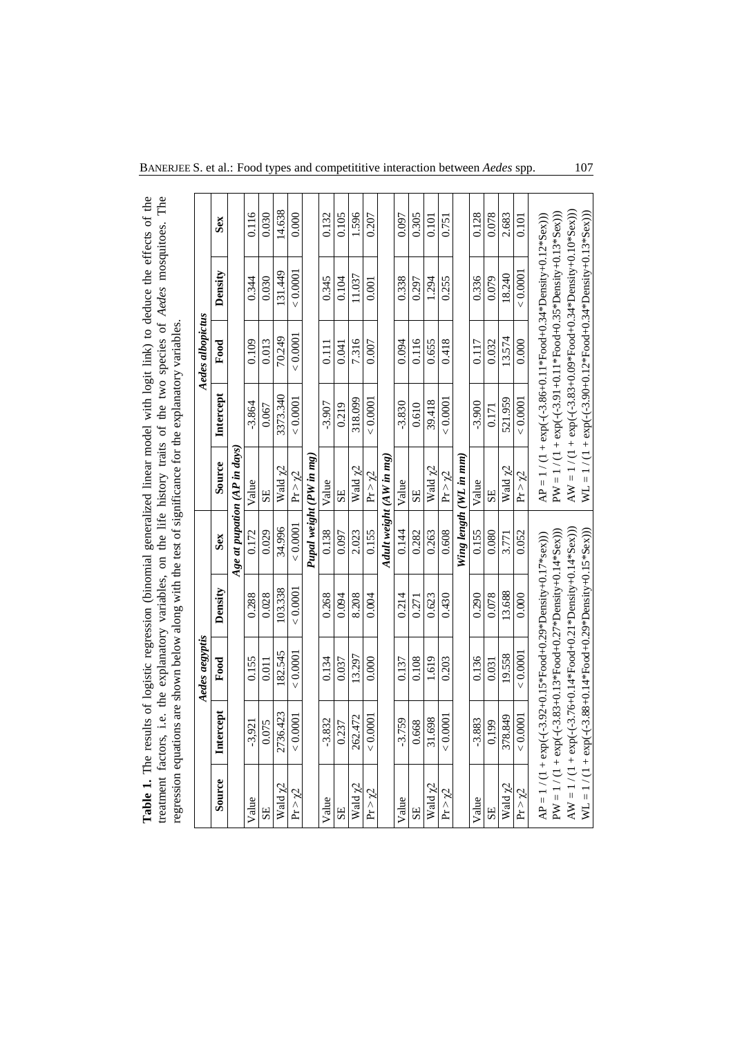**Table 1.** The results of logistic regression (binomial generalized linear model with logit link) to deduce the effects of the treatment factors, i.e. the explanatory variables, on the life history traits of the two species of *Aedes* mosquitoes. The regression equations are shown below along with the test of significance for the explanatory variables.

| Source | *Aedes aegypti*: Intercept | Food | Density | Sex | Source | *Aedes albopictus*: Intercept | Food | Density | Sex |
|---|---|---|---|---|---|---|---|---|---|
| | | | | ***Age at pupation (AP in days)*** | | | | | |
| Value | -3.921 | 0.155 | 0.288 | 0.172 | Value | -3.864 | 0.109 | 0.344 | 0.116 |
| SE | 0.075 | 0.011 | 0.028 | 0.029 | SE | 0.067 | 0.013 | 0.030 | 0.030 |
| Wald $\chi2$ | 2736.423 | 182.545 | 103.338 | 34.996 | Wald $\chi2$ | 3373.340 | 70.249 | 131.449 | 14.638 |
| $Pr > \chi2$ | < 0.0001 | < 0.0001 | < 0.0001 | < 0.0001 | $Pr > \chi2$ | < 0.0001 | < 0.0001 | < 0.0001 | 0.000 |
| | | | | ***Pupal weight (PW in mg)*** | | | | | |
| Value | -3.832 | 0.134 | 0.268 | 0.138 | Value | -3.907 | 0.111 | 0.345 | 0.132 |
| SE | 0.237 | 0.037 | 0.094 | 0.097 | SE | 0.219 | 0.041 | 0.104 | 0.105 |
| Wald $\chi2$ | 262.472 | 13.297 | 8.208 | 2.023 | Wald $\chi2$ | 318.099 | 7.316 | 11.037 | 1.596 |
| $Pr > \chi2$ | < 0.0001 | 0.000 | 0.004 | 0.155 | $Pr > \chi2$ | < 0.0001 | 0.007 | 0.001 | 0.207 |
| | | | | ***Adult weight (AW in mg)*** | | | | | |
| Value | -3.759 | 0.137 | 0.214 | 0.144 | Value | -3.830 | 0.094 | 0.338 | 0.097 |
| SE | 0.668 | 0.108 | 0.271 | 0.282 | SE | 0.610 | 0.116 | 0.297 | 0.305 |
| Wald $\chi2$ | 31.698 | 1.619 | 0.623 | 0.263 | Wald $\chi2$ | 39.418 | 0.655 | 1.294 | 0.101 |
| $Pr > \chi2$ | < 0.0001 | 0.203 | 0.430 | 0.608 | $Pr > \chi2$ | < 0.0001 | 0.418 | 0.255 | 0.751 |
| | | | | ***Wing length (WL in mm)*** | | | | | |
| Value | -3.883 | 0.136 | 0.290 | 0.155 | Value | -3.900 | 0.117 | 0.336 | 0.128 |
| SE | 0,199 | 0.031 | 0.078 | 0.080 | SE | 0.171 | 0.032 | 0.079 | 0.078 |
| Wald $\chi2$ | 378.849 | 19.558 | 13.688 | 3.771 | Wald $\chi2$ | 521.959 | 13.574 | 18.240 | 2.683 |
| $Pr > \chi2$ | < 0.0001 | < 0.0001 | 0.000 | 0.052 | $Pr > \chi2$ | < 0.0001 | 0.000 | < 0.0001 | 0.101 |

*Aedes aegypti*:

AP = 1 / (1 + exp(-(-3.92+0.15\*Food+0.29\*Density+0.17\*sex)))
PW = 1 / (1 + exp(-(-3.83+0.13\*Food+0.27\*Density+0.14\*Sex)))
AW = 1 / (1 + exp(-(-3.76+0.14\*Food+0.21\*Density+0.14\*Sex)))
WL = 1 / (1 + exp(-(-3.88+0.14\*Food+0.29\*Density+0.15\*Sex)))

*Aedes albopictus*:

AP = 1 / (1 + exp(-(-3.86+0.11\*Food+0.34\*Density+0.12\*Sex)))
PW = 1 / (1 + exp(-(-3.91+0.11\*Food+0.35\*Density+0.13\*Sex)))
AW = 1 / (1 + exp(-(-3.83+0.09\*Food+0.34\*Density+0.10\*Sex)))
WL = 1 / (1 + exp(-(-3.90+0.12\*Food+0.34\*Density+0.13\*Sex)))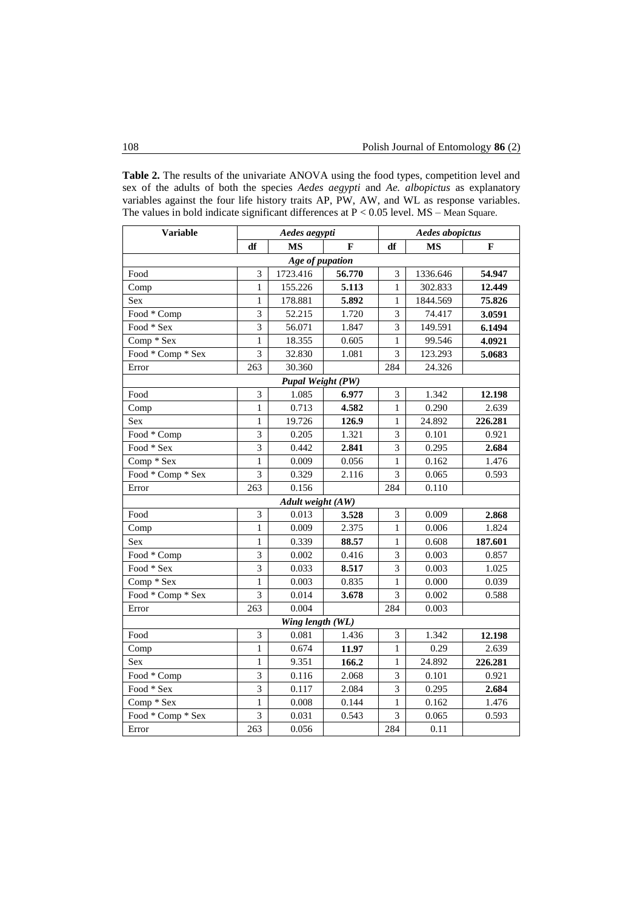**Table 2.** The results of the univariate ANOVA using the food types, competition level and sex of the adults of both the species *Aedes aegypti* and *Ae. albopictus* as explanatory variables against the four life history traits AP, PW, AW, and WL as response variables. The values in bold indicate significant differences at P < 0.05 level. MS – Mean Square.

| Variable | *Aedes aegypti* | | | *Aedes abopictus* | | |
|---|---|---|---|---|---|---|
| | **df** | **MS** | **F** | **df** | **MS** | **F** |
| ***Age of pupation*** | | | | | | |
| Food | 3 | 1723.416 | **56.770** | 3 | 1336.646 | **54.947** |
| Comp | 1 | 155.226 | **5.113** | 1 | 302.833 | **12.449** |
| Sex | 1 | 178.881 | **5.892** | 1 | 1844.569 | **75.826** |
| Food * Comp | 3 | 52.215 | 1.720 | 3 | 74.417 | **3.0591** |
| Food * Sex | 3 | 56.071 | 1.847 | 3 | 149.591 | **6.1494** |
| Comp * Sex | 1 | 18.355 | 0.605 | 1 | 99.546 | **4.0921** |
| Food * Comp * Sex | 3 | 32.830 | 1.081 | 3 | 123.293 | **5.0683** |
| Error | 263 | 30.360 | | 284 | 24.326 | |
| ***Pupal Weight (PW)*** | | | | | | |
| Food | 3 | 1.085 | **6.977** | 3 | 1.342 | **12.198** |
| Comp | 1 | 0.713 | **4.582** | 1 | 0.290 | 2.639 |
| Sex | 1 | 19.726 | **126.9** | 1 | 24.892 | **226.281** |
| Food * Comp | 3 | 0.205 | 1.321 | 3 | 0.101 | 0.921 |
| Food * Sex | 3 | 0.442 | **2.841** | 3 | 0.295 | **2.684** |
| Comp * Sex | 1 | 0.009 | 0.056 | 1 | 0.162 | 1.476 |
| Food * Comp * Sex | 3 | 0.329 | 2.116 | 3 | 0.065 | 0.593 |
| Error | 263 | 0.156 | | 284 | 0.110 | |
| ***Adult weight (AW)*** | | | | | | |
| Food | 3 | 0.013 | **3.528** | 3 | 0.009 | **2.868** |
| Comp | 1 | 0.009 | 2.375 | 1 | 0.006 | 1.824 |
| Sex | 1 | 0.339 | **88.57** | 1 | 0.608 | **187.601** |
| Food * Comp | 3 | 0.002 | 0.416 | 3 | 0.003 | 0.857 |
| Food * Sex | 3 | 0.033 | **8.517** | 3 | 0.003 | 1.025 |
| Comp * Sex | 1 | 0.003 | 0.835 | 1 | 0.000 | 0.039 |
| Food * Comp * Sex | 3 | 0.014 | **3.678** | 3 | 0.002 | 0.588 |
| Error | 263 | 0.004 | | 284 | 0.003 | |
| ***Wing length (WL)*** | | | | | | |
| Food | 3 | 0.081 | 1.436 | 3 | 1.342 | **12.198** |
| Comp | 1 | 0.674 | **11.97** | 1 | 0.29 | 2.639 |
| Sex | 1 | 9.351 | **166.2** | 1 | 24.892 | **226.281** |
| Food * Comp | 3 | 0.116 | 2.068 | 3 | 0.101 | 0.921 |
| Food * Sex | 3 | 0.117 | 2.084 | 3 | 0.295 | **2.684** |
| Comp * Sex | 1 | 0.008 | 0.144 | 1 | 0.162 | 1.476 |
| Food * Comp * Sex | 3 | 0.031 | 0.543 | 3 | 0.065 | 0.593 |
| Error | 263 | 0.056 | | 284 | 0.11 | |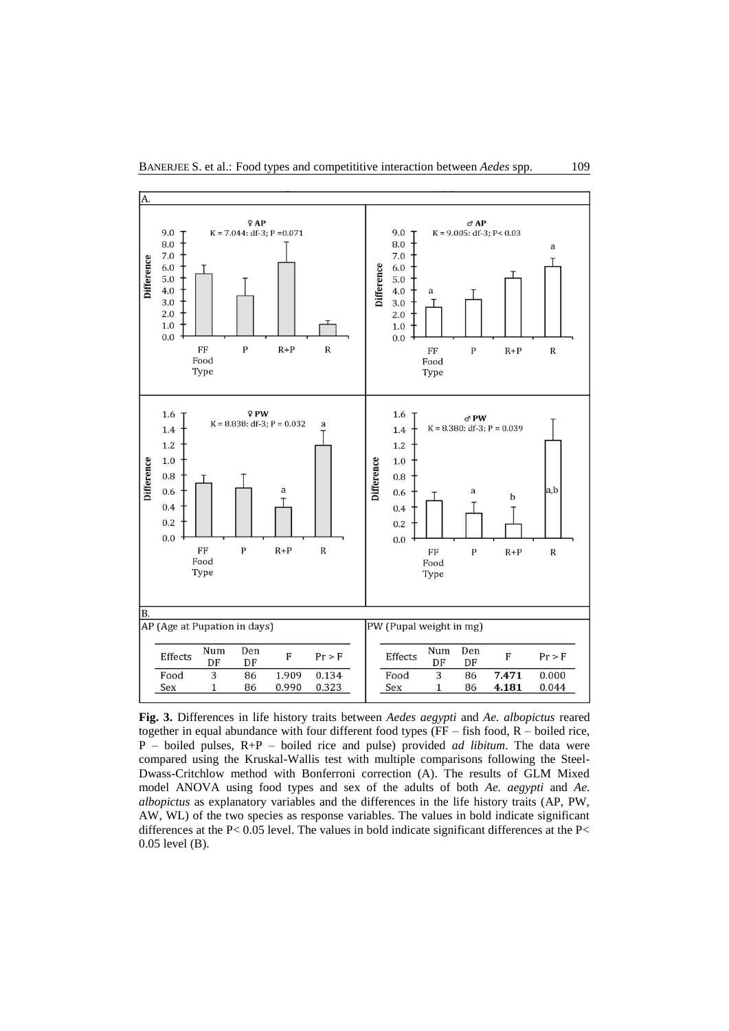A.

♀ AP

K = 7.044: df-3; P = 0.071

♂ AP

K = 9.005: df-3; P < 0.03

♀ PW

K = 8.838: df-3; P = 0.032

♂ PW

K = 8.380: df-3; P = 0.039

B.

AP (Age at Pupation in days)

| Effects | Num DF | Den DF | F | Pr > F |
|---|---|---|---|---|
| Food | 3 | 86 | 1.909 | 0.134 |
| Sex | 1 | 86 | 0.990 | 0.323 |

PW (Pupal weight in mg)

| Effects | Num DF | Den DF | F | Pr > F |
|---|---|---|---|---|
| Food | 3 | 86 | **7.471** | 0.000 |
| Sex | 1 | 86 | **4.181** | 0.044 |

**Fig. 3.** Differences in life history traits between *Aedes aegypti* and *Ae. albopictus* reared together in equal abundance with four different food types (FF – fish food, R – boiled rice, P – boiled pulses, R+P – boiled rice and pulse) provided *ad libitum*. The data were compared using the Kruskal-Wallis test with multiple comparisons following the Steel-Dwass-Critchlow method with Bonferroni correction (A). The results of GLM Mixed model ANOVA using food types and sex of the adults of both *Ae. aegypti* and *Ae. albopictus* as explanatory variables and the differences in the life history traits (AP, PW, AW, WL) of the two species as response variables. The values in bold indicate significant differences at the P< 0.05 level. The values in bold indicate significant differences at the P< 0.05 level (B).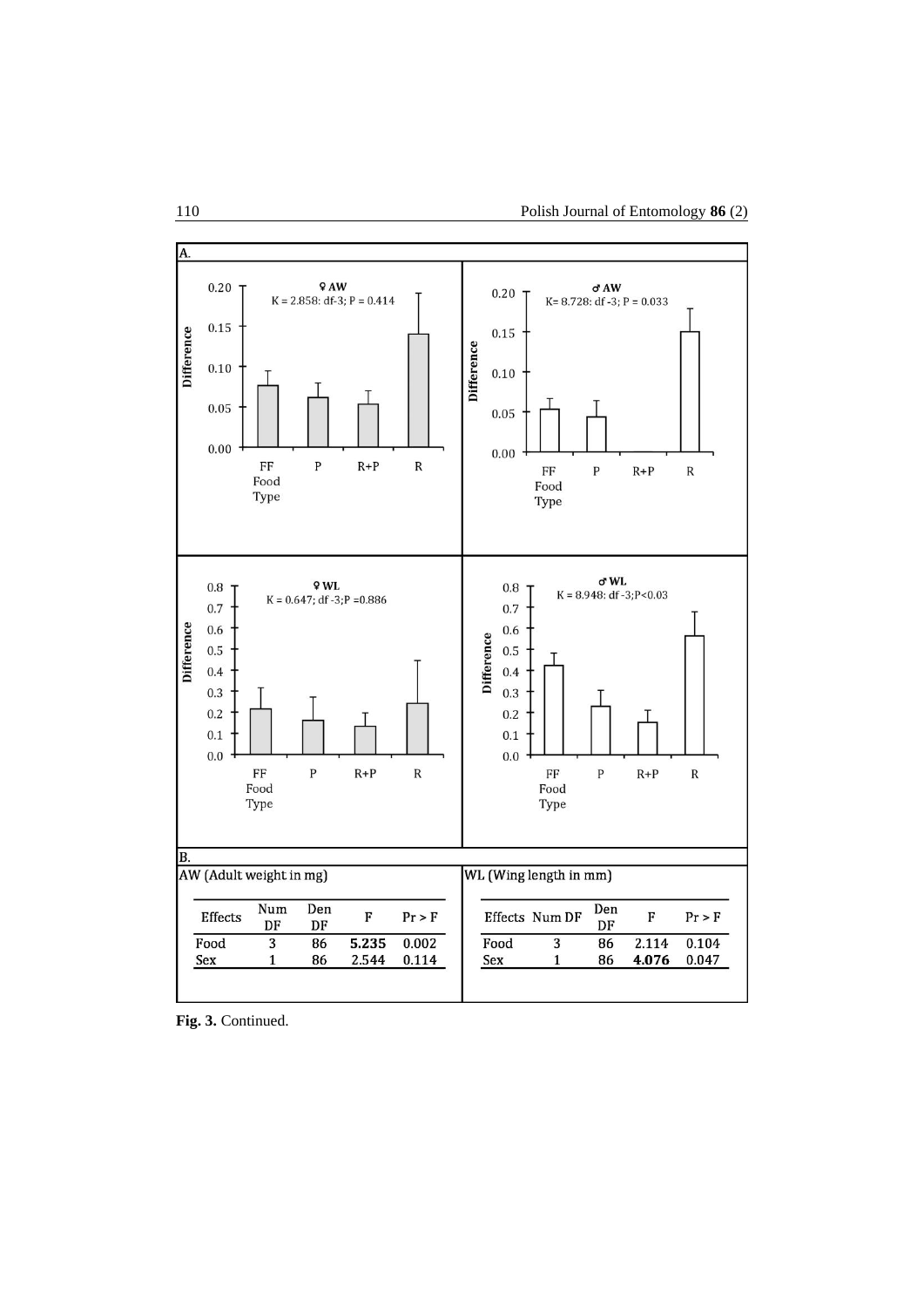A.

B.

AW (Adult weight in mg)

| Effects | Num DF | Den DF | F | Pr > F |
|---|---|---|---|---|
| Food | 3 | 86 | **5.235** | 0.002 |
| Sex | 1 | 86 | 2.544 | 0.114 |

WL (Wing length in mm)

| Effects | Num DF | Den DF | F | Pr > F |
|---|---|---|---|---|
| Food | 3 | 86 | 2.114 | 0.104 |
| Sex | 1 | 86 | **4.076** | 0.047 |

**Fig. 3.** Continued.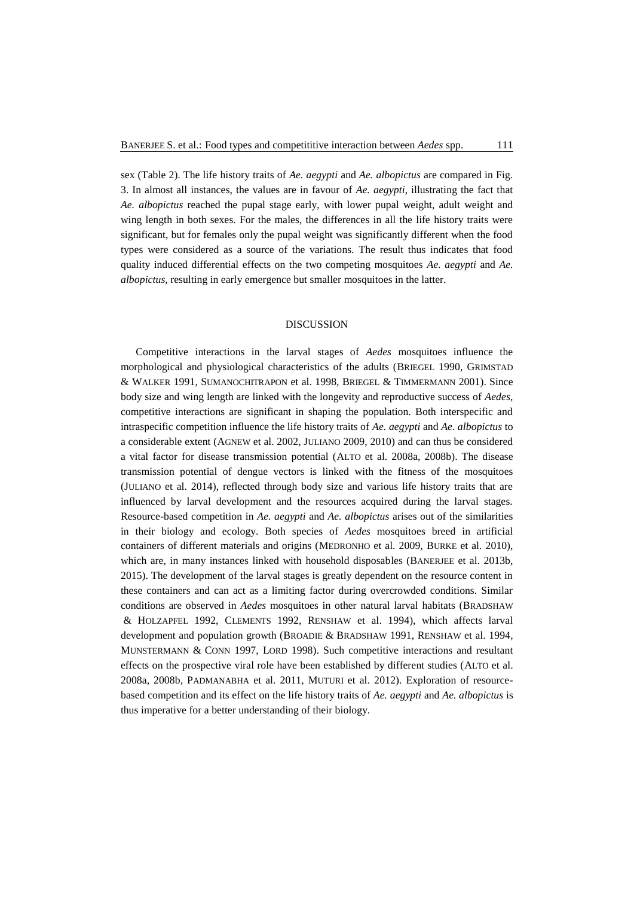sex (Table 2). The life history traits of *Ae. aegypti* and *Ae. albopictus* are compared in Fig. 3. In almost all instances, the values are in favour of *Ae. aegypti*, illustrating the fact that *Ae. albopictus* reached the pupal stage early, with lower pupal weight, adult weight and wing length in both sexes. For the males, the differences in all the life history traits were significant, but for females only the pupal weight was significantly different when the food types were considered as a source of the variations. The result thus indicates that food quality induced differential effects on the two competing mosquitoes *Ae. aegypti* and *Ae. albopictus*, resulting in early emergence but smaller mosquitoes in the latter.

## DISCUSSION

Competitive interactions in the larval stages of *Aedes* mosquitoes influence the morphological and physiological characteristics of the adults (BRIEGEL 1990, GRIMSTAD & WALKER 1991, SUMANOCHITRAPON et al. 1998, BRIEGEL & TIMMERMANN 2001). Since body size and wing length are linked with the longevity and reproductive success of *Aedes*, competitive interactions are significant in shaping the population. Both interspecific and intraspecific competition influence the life history traits of *Ae. aegypti* and *Ae. albopictus* to a considerable extent (AGNEW et al. 2002, JULIANO 2009, 2010) and can thus be considered a vital factor for disease transmission potential (ALTO et al. 2008a, 2008b). The disease transmission potential of dengue vectors is linked with the fitness of the mosquitoes (JULIANO et al. 2014), reflected through body size and various life history traits that are influenced by larval development and the resources acquired during the larval stages. Resource-based competition in *Ae. aegypti* and *Ae. albopictus* arises out of the similarities in their biology and ecology. Both species of *Aedes* mosquitoes breed in artificial containers of different materials and origins (MEDRONHO et al. 2009, BURKE et al. 2010), which are, in many instances linked with household disposables (BANERJEE et al. 2013b, 2015). The development of the larval stages is greatly dependent on the resource content in these containers and can act as a limiting factor during overcrowded conditions. Similar conditions are observed in *Aedes* mosquitoes in other natural larval habitats (BRADSHAW & HOLZAPFEL 1992, CLEMENTS 1992, RENSHAW et al. 1994), which affects larval development and population growth (BROADIE & BRADSHAW 1991, RENSHAW et al. 1994, MUNSTERMANN & CONN 1997, LORD 1998). Such competitive interactions and resultant effects on the prospective viral role have been established by different studies (ALTO et al. 2008a, 2008b, PADMANABHA et al. 2011, MUTURI et al. 2012). Exploration of resource-based competition and its effect on the life history traits of *Ae. aegypti* and *Ae. albopictus* is thus imperative for a better understanding of their biology.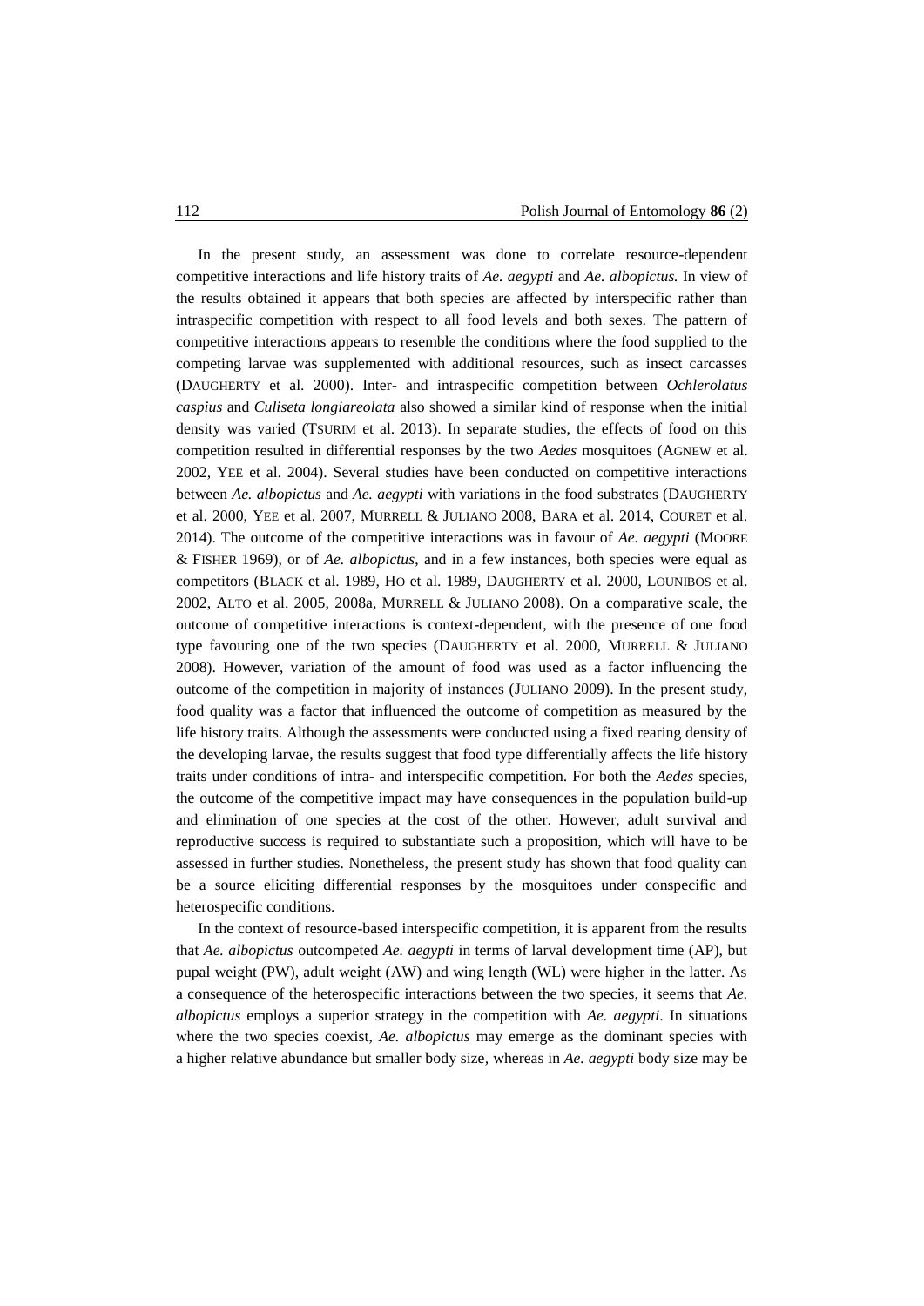In the present study, an assessment was done to correlate resource-dependent competitive interactions and life history traits of *Ae. aegypti* and *Ae. albopictus.* In view of the results obtained it appears that both species are affected by interspecific rather than intraspecific competition with respect to all food levels and both sexes. The pattern of competitive interactions appears to resemble the conditions where the food supplied to the competing larvae was supplemented with additional resources, such as insect carcasses (DAUGHERTY et al. 2000). Inter- and intraspecific competition between *Ochlerolatus caspius* and *Culiseta longiareolata* also showed a similar kind of response when the initial density was varied (TSURIM et al. 2013). In separate studies, the effects of food on this competition resulted in differential responses by the two *Aedes* mosquitoes (AGNEW et al. 2002, YEE et al. 2004). Several studies have been conducted on competitive interactions between *Ae. albopictus* and *Ae. aegypti* with variations in the food substrates (DAUGHERTY et al. 2000, YEE et al. 2007, MURRELL & JULIANO 2008, BARA et al. 2014, COURET et al. 2014). The outcome of the competitive interactions was in favour of *Ae. aegypti* (MOORE & FISHER 1969), or of *Ae. albopictus*, and in a few instances, both species were equal as competitors (BLACK et al. 1989, HO et al. 1989, DAUGHERTY et al. 2000, LOUNIBOS et al. 2002, ALTO et al. 2005, 2008a, MURRELL & JULIANO 2008). On a comparative scale, the outcome of competitive interactions is context-dependent, with the presence of one food type favouring one of the two species (DAUGHERTY et al. 2000, MURRELL & JULIANO 2008). However, variation of the amount of food was used as a factor influencing the outcome of the competition in majority of instances (JULIANO 2009). In the present study, food quality was a factor that influenced the outcome of competition as measured by the life history traits. Although the assessments were conducted using a fixed rearing density of the developing larvae, the results suggest that food type differentially affects the life history traits under conditions of intra- and interspecific competition. For both the *Aedes* species, the outcome of the competitive impact may have consequences in the population build-up and elimination of one species at the cost of the other. However, adult survival and reproductive success is required to substantiate such a proposition, which will have to be assessed in further studies. Nonetheless, the present study has shown that food quality can be a source eliciting differential responses by the mosquitoes under conspecific and heterospecific conditions.

In the context of resource-based interspecific competition, it is apparent from the results that *Ae. albopictus* outcompeted *Ae. aegypti* in terms of larval development time (AP), but pupal weight (PW), adult weight (AW) and wing length (WL) were higher in the latter. As a consequence of the heterospecific interactions between the two species, it seems that *Ae. albopictus* employs a superior strategy in the competition with *Ae. aegypti*. In situations where the two species coexist, *Ae. albopictus* may emerge as the dominant species with a higher relative abundance but smaller body size, whereas in *Ae. aegypti* body size may be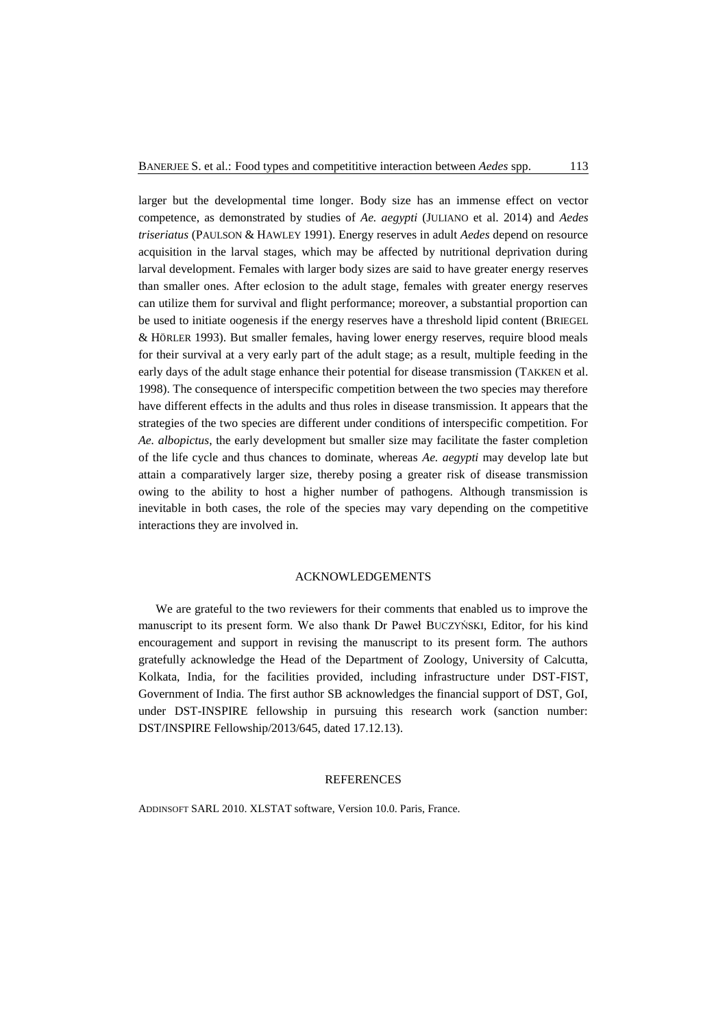larger but the developmental time longer. Body size has an immense effect on vector competence, as demonstrated by studies of *Ae. aegypti* (JULIANO et al. 2014) and *Aedes triseriatus* (PAULSON & HAWLEY 1991). Energy reserves in adult *Aedes* depend on resource acquisition in the larval stages, which may be affected by nutritional deprivation during larval development. Females with larger body sizes are said to have greater energy reserves than smaller ones. After eclosion to the adult stage, females with greater energy reserves can utilize them for survival and flight performance; moreover, a substantial proportion can be used to initiate oogenesis if the energy reserves have a threshold lipid content (BRIEGEL & HÖRLER 1993). But smaller females, having lower energy reserves, require blood meals for their survival at a very early part of the adult stage; as a result, multiple feeding in the early days of the adult stage enhance their potential for disease transmission (TAKKEN et al. 1998). The consequence of interspecific competition between the two species may therefore have different effects in the adults and thus roles in disease transmission. It appears that the strategies of the two species are different under conditions of interspecific competition. For *Ae. albopictus*, the early development but smaller size may facilitate the faster completion of the life cycle and thus chances to dominate, whereas *Ae. aegypti* may develop late but attain a comparatively larger size, thereby posing a greater risk of disease transmission owing to the ability to host a higher number of pathogens. Although transmission is inevitable in both cases, the role of the species may vary depending on the competitive interactions they are involved in.

## ACKNOWLEDGEMENTS

We are grateful to the two reviewers for their comments that enabled us to improve the manuscript to its present form. We also thank Dr Paweł BUCZYŃSKI, Editor, for his kind encouragement and support in revising the manuscript to its present form. The authors gratefully acknowledge the Head of the Department of Zoology, University of Calcutta, Kolkata, India, for the facilities provided, including infrastructure under DST-FIST, Government of India. The first author SB acknowledges the financial support of DST, GoI, under DST-INSPIRE fellowship in pursuing this research work (sanction number: DST/INSPIRE Fellowship/2013/645, dated 17.12.13).

## REFERENCES

ADDINSOFT SARL 2010. XLSTAT software, Version 10.0. Paris, France.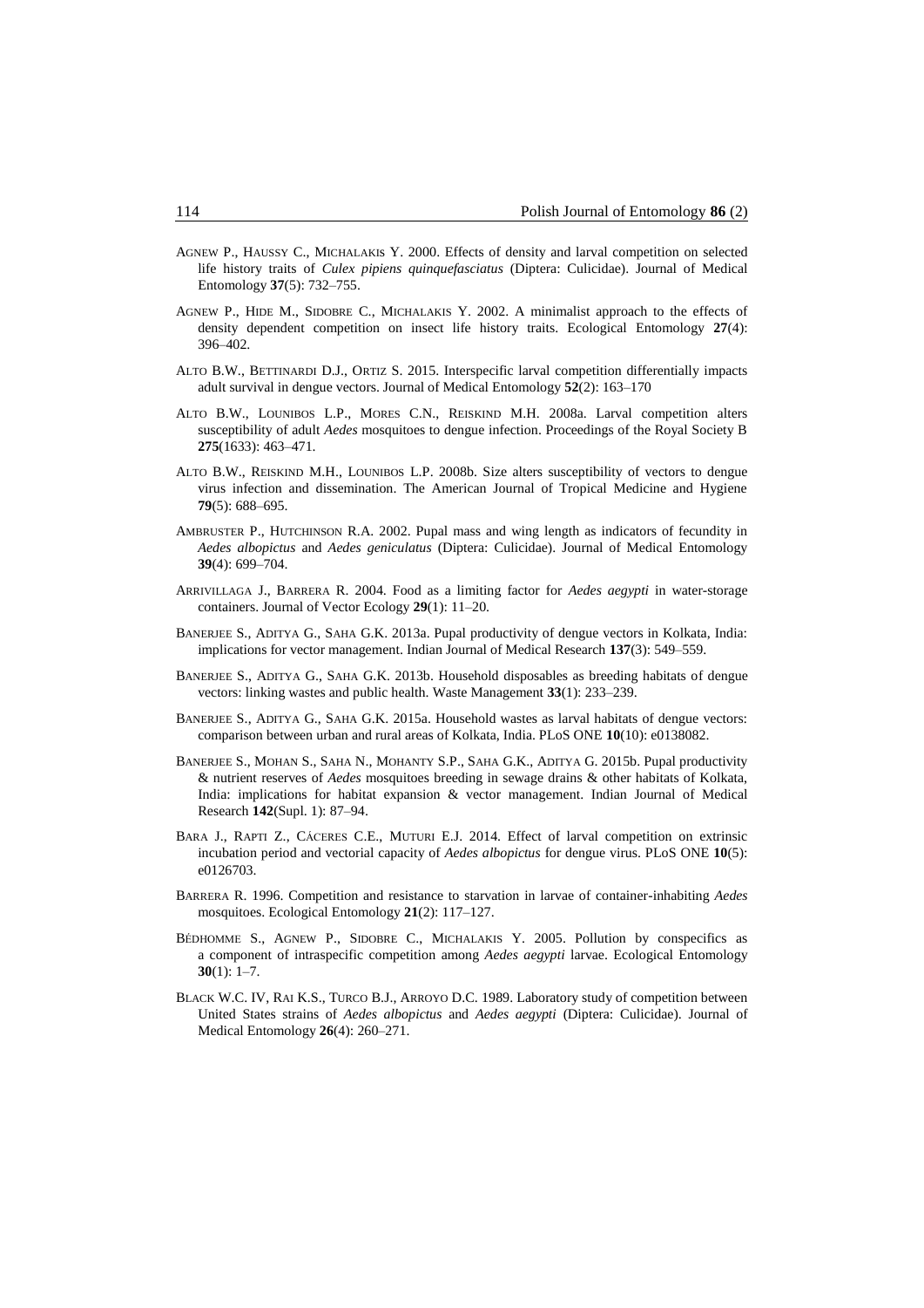AGNEW P., HAUSSY C., MICHALAKIS Y. 2000. Effects of density and larval competition on selected life history traits of *Culex pipiens quinquefasciatus* (Diptera: Culicidae). Journal of Medical Entomology **37**(5): 732–755.

AGNEW P., HIDE M., SIDOBRE C., MICHALAKIS Y. 2002. A minimalist approach to the effects of density dependent competition on insect life history traits. Ecological Entomology **27**(4): 396–402.

ALTO B.W., BETTINARDI D.J., ORTIZ S. 2015. Interspecific larval competition differentially impacts adult survival in dengue vectors. Journal of Medical Entomology **52**(2): 163–170

ALTO B.W., LOUNIBOS L.P., MORES C.N., REISKIND M.H. 2008a. Larval competition alters susceptibility of adult *Aedes* mosquitoes to dengue infection. Proceedings of the Royal Society B **275**(1633): 463–471.

ALTO B.W., REISKIND M.H., LOUNIBOS L.P. 2008b. Size alters susceptibility of vectors to dengue virus infection and dissemination. The American Journal of Tropical Medicine and Hygiene **79**(5): 688–695.

AMBRUSTER P., HUTCHINSON R.A. 2002. Pupal mass and wing length as indicators of fecundity in *Aedes albopictus* and *Aedes geniculatus* (Diptera: Culicidae). Journal of Medical Entomology **39**(4): 699–704.

ARRIVILLAGA J., BARRERA R. 2004. Food as a limiting factor for *Aedes aegypti* in water-storage containers. Journal of Vector Ecology **29**(1): 11–20.

BANERJEE S., ADITYA G., SAHA G.K. 2013a. Pupal productivity of dengue vectors in Kolkata, India: implications for vector management. Indian Journal of Medical Research **137**(3): 549–559.

BANERJEE S., ADITYA G., SAHA G.K. 2013b. Household disposables as breeding habitats of dengue vectors: linking wastes and public health. Waste Management **33**(1): 233–239.

BANERJEE S., ADITYA G., SAHA G.K. 2015a. Household wastes as larval habitats of dengue vectors: comparison between urban and rural areas of Kolkata, India. PLoS ONE **10**(10): e0138082.

BANERJEE S., MOHAN S., SAHA N., MOHANTY S.P., SAHA G.K., ADITYA G. 2015b. Pupal productivity & nutrient reserves of *Aedes* mosquitoes breeding in sewage drains & other habitats of Kolkata, India: implications for habitat expansion & vector management. Indian Journal of Medical Research **142**(Supl. 1): 87–94.

BARA J., RAPTI Z., CÁCERES C.E., MUTURI E.J. 2014. Effect of larval competition on extrinsic incubation period and vectorial capacity of *Aedes albopictus* for dengue virus. PLoS ONE **10**(5): e0126703.

BARRERA R. 1996. Competition and resistance to starvation in larvae of container-inhabiting *Aedes* mosquitoes. Ecological Entomology **21**(2): 117–127.

BÉDHOMME S., AGNEW P., SIDOBRE C., MICHALAKIS Y. 2005. Pollution by conspecifics as a component of intraspecific competition among *Aedes aegypti* larvae. Ecological Entomology **30**(1): 1–7.

BLACK W.C. IV, RAI K.S., TURCO B.J., ARROYO D.C. 1989. Laboratory study of competition between United States strains of *Aedes albopictus* and *Aedes aegypti* (Diptera: Culicidae). Journal of Medical Entomology **26**(4): 260–271.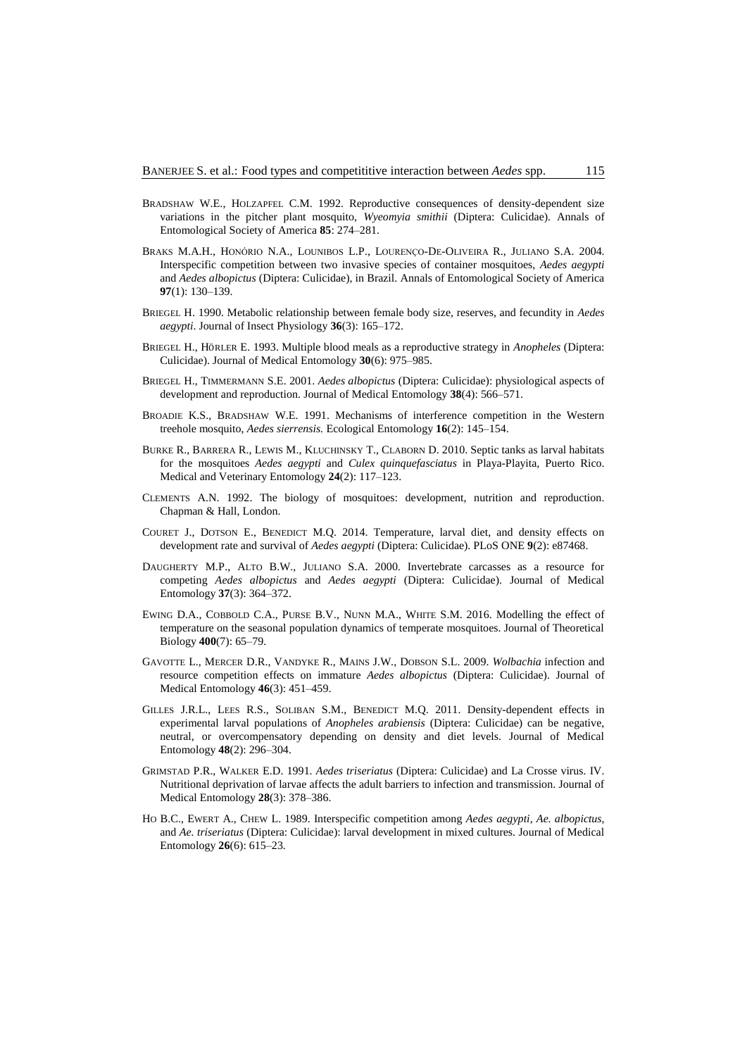BRADSHAW W.E., HOLZAPFEL C.M. 1992. Reproductive consequences of density-dependent size variations in the pitcher plant mosquito, *Wyeomyia smithii* (Diptera: Culicidae). Annals of Entomological Society of America **85**: 274–281.

BRAKS M.A.H., HONÓRIO N.A., LOUNIBOS L.P., LOURENÇO-DE-OLIVEIRA R., JULIANO S.A. 2004. Interspecific competition between two invasive species of container mosquitoes, *Aedes aegypti* and *Aedes albopictus* (Diptera: Culicidae), in Brazil. Annals of Entomological Society of America **97**(1): 130–139.

BRIEGEL H. 1990. Metabolic relationship between female body size, reserves, and fecundity in *Aedes aegypti*. Journal of Insect Physiology **36**(3): 165–172.

BRIEGEL H., HÖRLER E. 1993. Multiple blood meals as a reproductive strategy in *Anopheles* (Diptera: Culicidae). Journal of Medical Entomology **30**(6): 975–985.

BRIEGEL H., TIMMERMANN S.E. 2001. *Aedes albopictus* (Diptera: Culicidae): physiological aspects of development and reproduction. Journal of Medical Entomology **38**(4): 566–571.

BROADIE K.S., BRADSHAW W.E. 1991. Mechanisms of interference competition in the Western treehole mosquito, *Aedes sierrensis.* Ecological Entomology **16**(2): 145–154.

BURKE R., BARRERA R., LEWIS M., KLUCHINSKY T., CLABORN D. 2010. Septic tanks as larval habitats for the mosquitoes *Aedes aegypti* and *Culex quinquefasciatus* in Playa-Playita, Puerto Rico. Medical and Veterinary Entomology **24**(2): 117–123.

CLEMENTS A.N. 1992. The biology of mosquitoes: development, nutrition and reproduction. Chapman & Hall, London.

COURET J., DOTSON E., BENEDICT M.Q. 2014. Temperature, larval diet, and density effects on development rate and survival of *Aedes aegypti* (Diptera: Culicidae). PLoS ONE **9**(2): e87468.

DAUGHERTY M.P., ALTO B.W., JULIANO S.A. 2000. Invertebrate carcasses as a resource for competing *Aedes albopictus* and *Aedes aegypti* (Diptera: Culicidae). Journal of Medical Entomology **37**(3): 364–372.

EWING D.A., COBBOLD C.A., PURSE B.V., NUNN M.A., WHITE S.M. 2016. Modelling the effect of temperature on the seasonal population dynamics of temperate mosquitoes. Journal of Theoretical Biology **400**(7): 65–79.

GAVOTTE L., MERCER D.R., VANDYKE R., MAINS J.W., DOBSON S.L. 2009. *Wolbachia* infection and resource competition effects on immature *Aedes albopictus* (Diptera: Culicidae). Journal of Medical Entomology **46**(3): 451–459.

GILLES J.R.L., LEES R.S., SOLIBAN S.M., BENEDICT M.Q. 2011. Density-dependent effects in experimental larval populations of *Anopheles arabiensis* (Diptera: Culicidae) can be negative, neutral, or overcompensatory depending on density and diet levels. Journal of Medical Entomology **48**(2): 296–304.

GRIMSTAD P.R., WALKER E.D. 1991. *Aedes triseriatus* (Diptera: Culicidae) and La Crosse virus. IV. Nutritional deprivation of larvae affects the adult barriers to infection and transmission. Journal of Medical Entomology **28**(3): 378–386.

HO B.C., EWERT A., CHEW L. 1989. Interspecific competition among *Aedes aegypti*, *Ae. albopictus*, and *Ae. triseriatus* (Diptera: Culicidae): larval development in mixed cultures. Journal of Medical Entomology **26**(6): 615–23.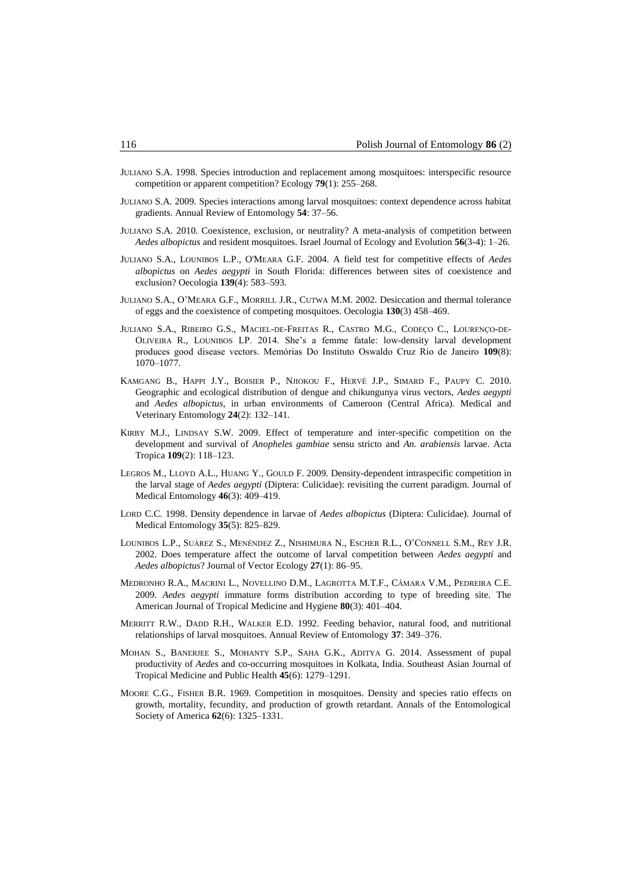JULIANO S.A. 1998. Species introduction and replacement among mosquitoes: interspecific resource competition or apparent competition? Ecology **79**(1): 255–268.

JULIANO S.A. 2009. Species interactions among larval mosquitoes: context dependence across habitat gradients. Annual Review of Entomology **54**: 37–56.

JULIANO S.A. 2010. Coexistence, exclusion, or neutrality? A meta-analysis of competition between *Aedes albopictus* and resident mosquitoes. Israel Journal of Ecology and Evolution **56**(3-4): 1–26.

JULIANO S.A., LOUNIBOS L.P., O'MEARA G.F. 2004. A field test for competitive effects of *Aedes albopictus* on *Aedes aegypti* in South Florida: differences between sites of coexistence and exclusion? Oecologia **139**(4): 583–593.

JULIANO S.A., O'MEARA G.F., MORRILL J.R., CUTWA M.M. 2002. Desiccation and thermal tolerance of eggs and the coexistence of competing mosquitoes. Oecologia **130**(3) 458–469.

JULIANO S.A., RIBEIRO G.S., MACIEL-DE-FREITAS R., CASTRO M.G., CODEÇO C., LOURENÇO-DE-OLIVEIRA R., LOUNIBOS LP. 2014. She's a femme fatale: low-density larval development produces good disease vectors. Memórias Do Instituto Oswaldo Cruz Rio de Janeiro **109**(8): 1070–1077.

KAMGANG B., HAPPI J.Y., BOISIER P., NJIOKOU F., HERVÉ J.P., SIMARD F., PAUPY C. 2010. Geographic and ecological distribution of dengue and chikungunya virus vectors, *Aedes aegypti* and *Aedes albopictus*, in urban environments of Cameroon (Central Africa). Medical and Veterinary Entomology **24**(2): 132–141.

KIRBY M.J., LINDSAY S.W. 2009. Effect of temperature and inter-specific competition on the development and survival of *Anopheles gambiae* sensu stricto and *An. arabiensis* larvae. Acta Tropica **109**(2): 118–123.

LEGROS M., LLOYD A.L., HUANG Y., GOULD F. 2009. Density-dependent intraspecific competition in the larval stage of *Aedes aegypti* (Diptera: Culicidae): revisiting the current paradigm. Journal of Medical Entomology **46**(3): 409–419.

LORD C.C. 1998. Density dependence in larvae of *Aedes albopictus* (Diptera: Culicidae). Journal of Medical Entomology **35**(5): 825–829.

LOUNIBOS L.P., SUÁREZ S., MENÉNDEZ Z., NISHIMURA N., ESCHER R.L., O'CONNELL S.M., REY J.R. 2002. Does temperature affect the outcome of larval competition between *Aedes aegypti* and *Aedes albopictus*? Journal of Vector Ecology **27**(1): 86–95.

MEDRONHO R.A., MACRINI L., NOVELLINO D.M., LAGROTTA M.T.F., CÂMARA V.M., PEDREIRA C.E. 2009. *Aedes aegypti* immature forms distribution according to type of breeding site. The American Journal of Tropical Medicine and Hygiene **80**(3): 401–404.

MERRITT R.W., DADD R.H., WALKER E.D. 1992. Feeding behavior, natural food, and nutritional relationships of larval mosquitoes. Annual Review of Entomology **37**: 349–376.

MOHAN S., BANERJEE S., MOHANTY S.P., SAHA G.K., ADITYA G. 2014. Assessment of pupal productivity of *Aedes* and co-occurring mosquitoes in Kolkata, India. Southeast Asian Journal of Tropical Medicine and Public Health **45**(6): 1279–1291.

MOORE C.G., FISHER B.R. 1969. Competition in mosquitoes. Density and species ratio effects on growth, mortality, fecundity, and production of growth retardant. Annals of the Entomological Society of America **62**(6): 1325–1331.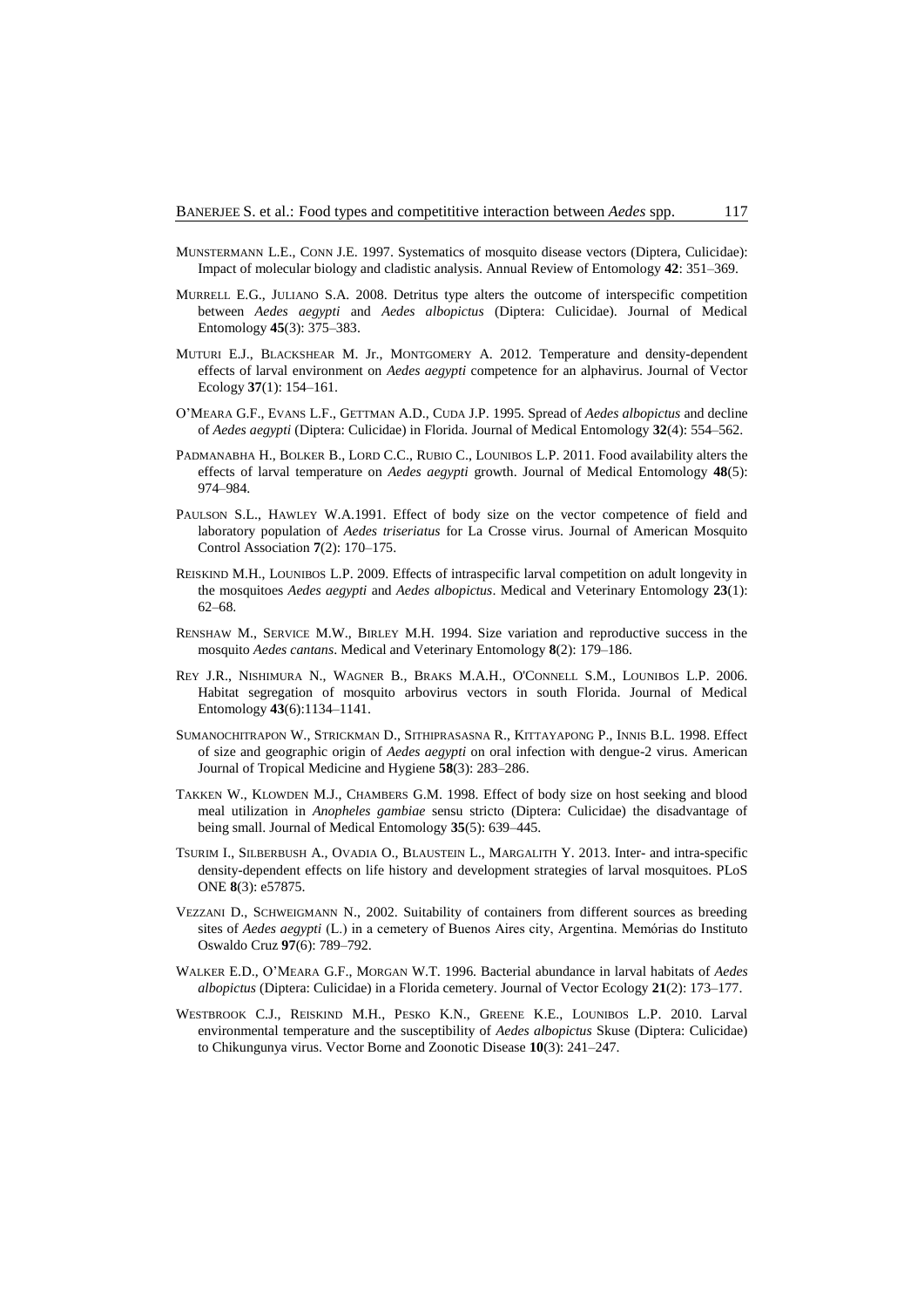MUNSTERMANN L.E., CONN J.E. 1997. Systematics of mosquito disease vectors (Diptera, Culicidae): Impact of molecular biology and cladistic analysis. Annual Review of Entomology **42**: 351–369.

MURRELL E.G., JULIANO S.A. 2008. Detritus type alters the outcome of interspecific competition between *Aedes aegypti* and *Aedes albopictus* (Diptera: Culicidae). Journal of Medical Entomology **45**(3): 375–383.

MUTURI E.J., BLACKSHEAR M. Jr., MONTGOMERY A. 2012. Temperature and density-dependent effects of larval environment on *Aedes aegypti* competence for an alphavirus. Journal of Vector Ecology **37**(1): 154–161.

O'MEARA G.F., EVANS L.F., GETTMAN A.D., CUDA J.P. 1995. Spread of *Aedes albopictus* and decline of *Aedes aegypti* (Diptera: Culicidae) in Florida. Journal of Medical Entomology **32**(4): 554–562.

PADMANABHA H., BOLKER B., LORD C.C., RUBIO C., LOUNIBOS L.P. 2011. Food availability alters the effects of larval temperature on *Aedes aegypti* growth. Journal of Medical Entomology **48**(5): 974–984.

PAULSON S.L., HAWLEY W.A.1991. Effect of body size on the vector competence of field and laboratory population of *Aedes triseriatus* for La Crosse virus. Journal of American Mosquito Control Association **7**(2): 170–175.

REISKIND M.H., LOUNIBOS L.P. 2009. Effects of intraspecific larval competition on adult longevity in the mosquitoes *Aedes aegypti* and *Aedes albopictus*. Medical and Veterinary Entomology **23**(1): 62–68.

RENSHAW M., SERVICE M.W., BIRLEY M.H. 1994. Size variation and reproductive success in the mosquito *Aedes cantans*. Medical and Veterinary Entomology **8**(2): 179–186.

REY J.R., NISHIMURA N., WAGNER B., BRAKS M.A.H., O'CONNELL S.M., LOUNIBOS L.P. 2006. Habitat segregation of mosquito arbovirus vectors in south Florida. Journal of Medical Entomology **43**(6):1134–1141.

SUMANOCHITRAPON W., STRICKMAN D., SITHIPRASASNA R., KITTAYAPONG P., INNIS B.L. 1998. Effect of size and geographic origin of *Aedes aegypti* on oral infection with dengue-2 virus. American Journal of Tropical Medicine and Hygiene **58**(3): 283–286.

TAKKEN W., KLOWDEN M.J., CHAMBERS G.M. 1998. Effect of body size on host seeking and blood meal utilization in *Anopheles gambiae* sensu stricto (Diptera: Culicidae) the disadvantage of being small. Journal of Medical Entomology **35**(5): 639–445.

TSURIM I., SILBERBUSH A., OVADIA O., BLAUSTEIN L., MARGALITH Y. 2013. Inter- and intra-specific density-dependent effects on life history and development strategies of larval mosquitoes. PLoS ONE **8**(3): e57875.

VEZZANI D., SCHWEIGMANN N., 2002. Suitability of containers from different sources as breeding sites of *Aedes aegypti* (L.) in a cemetery of Buenos Aires city, Argentina. Memórias do Instituto Oswaldo Cruz **97**(6): 789–792.

WALKER E.D., O'MEARA G.F., MORGAN W.T. 1996. Bacterial abundance in larval habitats of *Aedes albopictus* (Diptera: Culicidae) in a Florida cemetery. Journal of Vector Ecology **21**(2): 173–177.

WESTBROOK C.J., REISKIND M.H., PESKO K.N., GREENE K.E., LOUNIBOS L.P. 2010. Larval environmental temperature and the susceptibility of *Aedes albopictus* Skuse (Diptera: Culicidae) to Chikungunya virus. Vector Borne and Zoonotic Disease **10**(3): 241–247.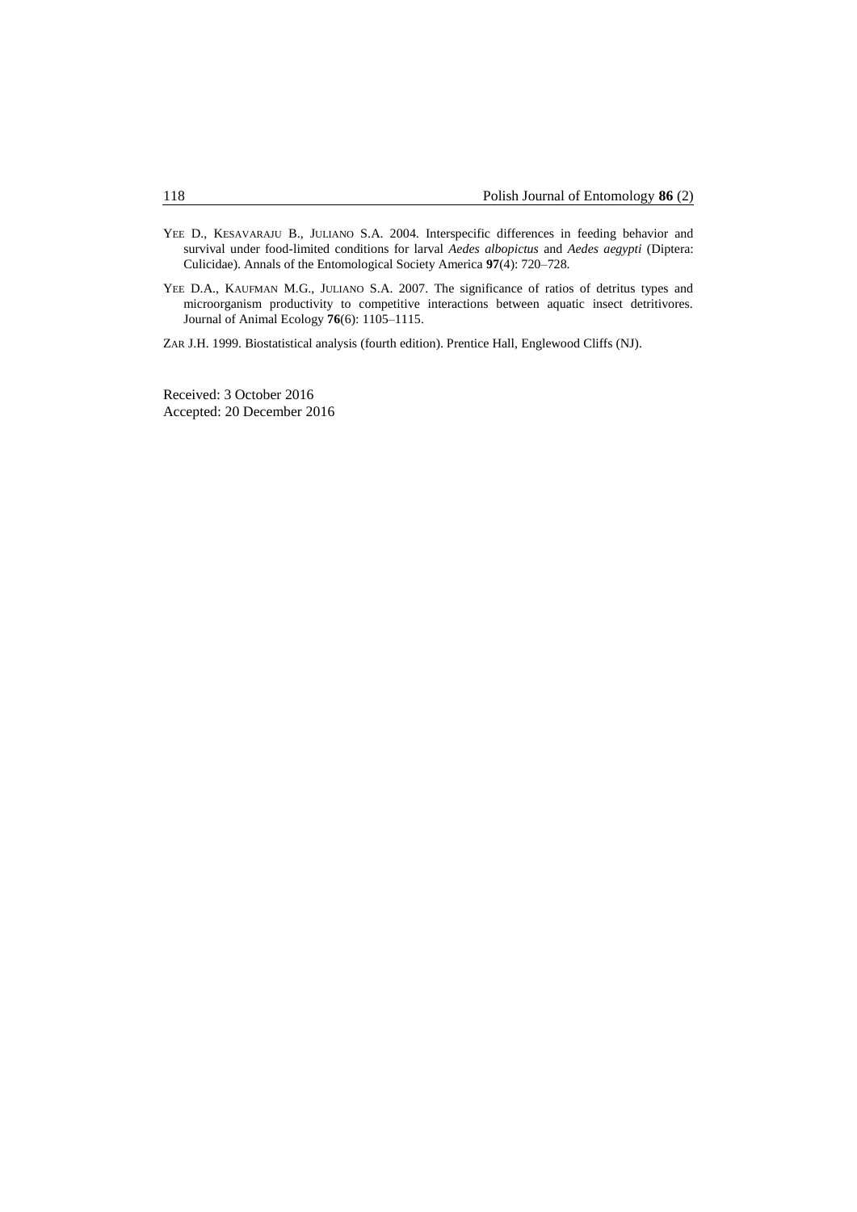YEE D., KESAVARAJU B., JULIANO S.A. 2004. Interspecific differences in feeding behavior and survival under food-limited conditions for larval *Aedes albopictus* and *Aedes aegypti* (Diptera: Culicidae). Annals of the Entomological Society America **97**(4): 720–728.

YEE D.A., KAUFMAN M.G., JULIANO S.A. 2007. The significance of ratios of detritus types and microorganism productivity to competitive interactions between aquatic insect detritivores. Journal of Animal Ecology **76**(6): 1105–1115.

ZAR J.H. 1999. Biostatistical analysis (fourth edition). Prentice Hall, Englewood Cliffs (NJ).

Received: 3 October 2016
Accepted: 20 December 2016